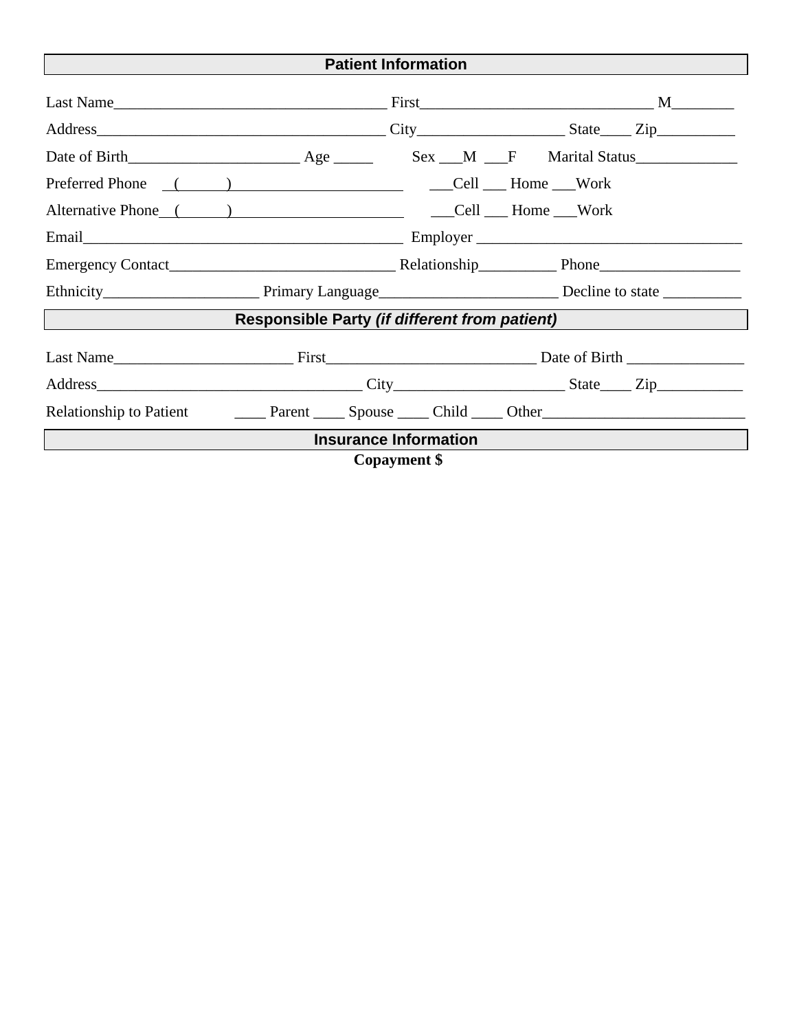## Patient Information

Last Name___________________________________ First______________________________ M________

Address_____________________________________ City__________________ State____ Zip__________

Date of Birth______________________ Age _____ Sex ___M ___F Marital Status_____________

Preferred Phone ( ) ______________________ ___Cell ___ Home ___Work

Alternative Phone ( ) ______________________ ___Cell ___ Home ___Work

Email_________________________________________ Employer __________________________________

Emergency Contact_____________________________ Relationship__________ Phone__________________

Ethnicity____________________ Primary Language_______________________ Decline to state __________

## Responsible Party *(if different from patient)*

Last Name_______________________ First___________________________ Date of Birth _______________

Address__________________________________ City_____________________ State____ Zip___________

Relationship to Patient ____ Parent ____ Spouse ____ Child ____ Other_________________________

## Insurance Information

**Copayment $**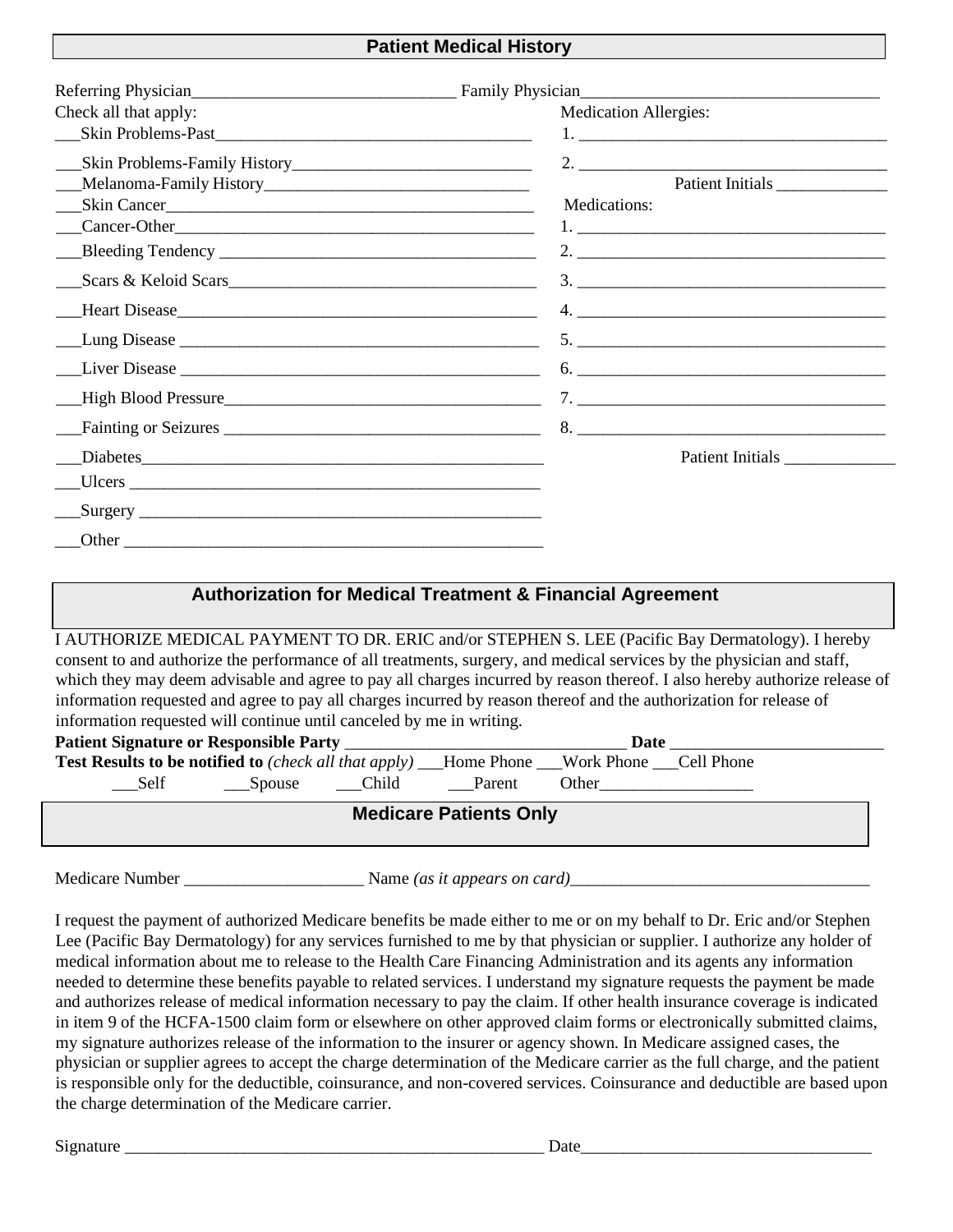## Patient Medical History

Referring Physician_______________________________ Family Physician___________________________________

| Check all that apply: | Medication Allergies: |
|---|---|
| ___Skin Problems-Past_____________________________________ | 1. ____________________________________ |
| ___Skin Problems-Family History____________________________ | 2. ____________________________________ |
| ___Melanoma-Family History________________________________ | Patient Initials _____________ |
| ___Skin Cancer_____________________________________________ | Medications: |
| ___Cancer-Other____________________________________________ | 1. ____________________________________ |
| ___Bleeding Tendency _______________________________________ | 2. ____________________________________ |
| ___Scars & Keloid Scars_____________________________________ | 3. ____________________________________ |
| ___Heart Disease___________________________________________ | 4. ____________________________________ |
| ___Lung Disease ___________________________________________ | 5. ____________________________________ |
| ___Liver Disease ___________________________________________ | 6. ____________________________________ |
| ___High Blood Pressure______________________________________ | 7. ____________________________________ |
| ___Fainting or Seizures _____________________________________ | 8. ____________________________________ |
| ___Diabetes________________________________________________ | Patient Initials _____________ |
| ___Ulcers __________________________________________________ | |
| ___Surgery _________________________________________________ | |
| ___Other __________________________________________________ | |

## Authorization for Medical Treatment & Financial Agreement

I AUTHORIZE MEDICAL PAYMENT TO DR. ERIC and/or STEPHEN S. LEE (Pacific Bay Dermatology). I hereby consent to and authorize the performance of all treatments, surgery, and medical services by the physician and staff, which they may deem advisable and agree to pay all charges incurred by reason thereof. I also hereby authorize release of information requested and agree to pay all charges incurred by reason thereof and the authorization for release of information requested will continue until canceled by me in writing.

**Patient Signature or Responsible Party** _________________________________ **Date** _________________________

**Test Results to be notified to** *(check all that apply)* ___Home Phone ___Work Phone ___Cell Phone

___Self ___Spouse ___Child ___Parent Other__________________

## Medicare Patients Only

Medicare Number _____________________ Name *(as it appears on card)*___________________________________

I request the payment of authorized Medicare benefits be made either to me or on my behalf to Dr. Eric and/or Stephen Lee (Pacific Bay Dermatology) for any services furnished to me by that physician or supplier. I authorize any holder of medical information about me to release to the Health Care Financing Administration and its agents any information needed to determine these benefits payable to related services. I understand my signature requests the payment be made and authorizes release of medical information necessary to pay the claim. If other health insurance coverage is indicated in item 9 of the HCFA-1500 claim form or elsewhere on other approved claim forms or electronically submitted claims, my signature authorizes release of the information to the insurer or agency shown. In Medicare assigned cases, the physician or supplier agrees to accept the charge determination of the Medicare carrier as the full charge, and the patient is responsible only for the deductible, coinsurance, and non-covered services. Coinsurance and deductible are based upon the charge determination of the Medicare carrier.

Signature ___________________________________________________ Date__________________________________